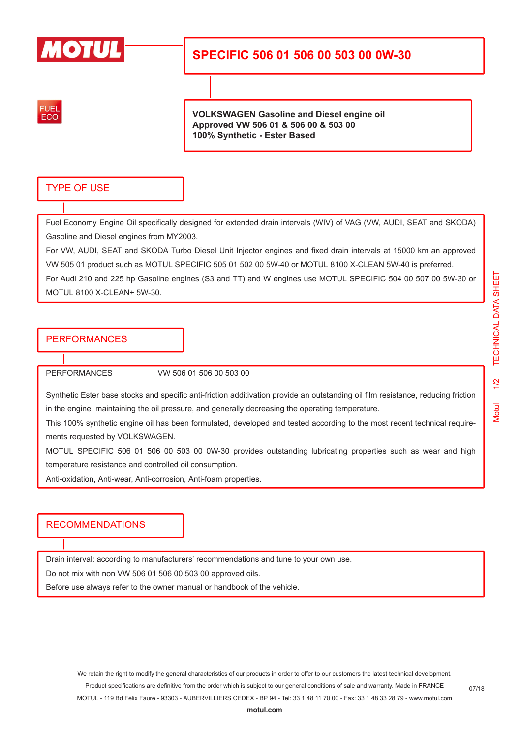MOTUL

# SPECIFIC 506 01 506 00 503 00 0W-30

FUEL ECO

**VOLKSWAGEN Gasoline and Diesel engine oil**
**Approved VW 506 01 & 506 00 & 503 00**
**100% Synthetic - Ester Based**

## TYPE OF USE

Fuel Economy Engine Oil specifically designed for extended drain intervals (WIV) of VAG (VW, AUDI, SEAT and SKODA) Gasoline and Diesel engines from MY2003.

For VW, AUDI, SEAT and SKODA Turbo Diesel Unit Injector engines and fixed drain intervals at 15000 km an approved VW 505 01 product such as MOTUL SPECIFIC 505 01 502 00 5W-40 or MOTUL 8100 X-CLEAN 5W-40 is preferred.

For Audi 210 and 225 hp Gasoline engines (S3 and TT) and W engines use MOTUL SPECIFIC 504 00 507 00 5W-30 or MOTUL 8100 X-CLEAN+ 5W-30.

## PERFORMANCES

PERFORMANCES VW 506 01 506 00 503 00

Synthetic Ester base stocks and specific anti-friction additivation provide an outstanding oil film resistance, reducing friction in the engine, maintaining the oil pressure, and generally decreasing the operating temperature.

This 100% synthetic engine oil has been formulated, developed and tested according to the most recent technical requirements requested by VOLKSWAGEN.

MOTUL SPECIFIC 506 01 506 00 503 00 0W-30 provides outstanding lubricating properties such as wear and high temperature resistance and controlled oil consumption.

Anti-oxidation, Anti-wear, Anti-corrosion, Anti-foam properties.

## RECOMMENDATIONS

Drain interval: according to manufacturers' recommendations and tune to your own use.

Do not mix with non VW 506 01 506 00 503 00 approved oils.

Before use always refer to the owner manual or handbook of the vehicle.

We retain the right to modify the general characteristics of our products in order to offer to our customers the latest technical development.
Product specifications are definitive from the order which is subject to our general conditions of sale and warranty. Made in FRANCE
MOTUL - 119 Bd Félix Faure - 93303 - AUBERVILLIERS CEDEX - BP 94 - Tel: 33 1 48 11 70 00 - Fax: 33 1 48 33 28 79 - www.motul.com
**motul.com**

07/18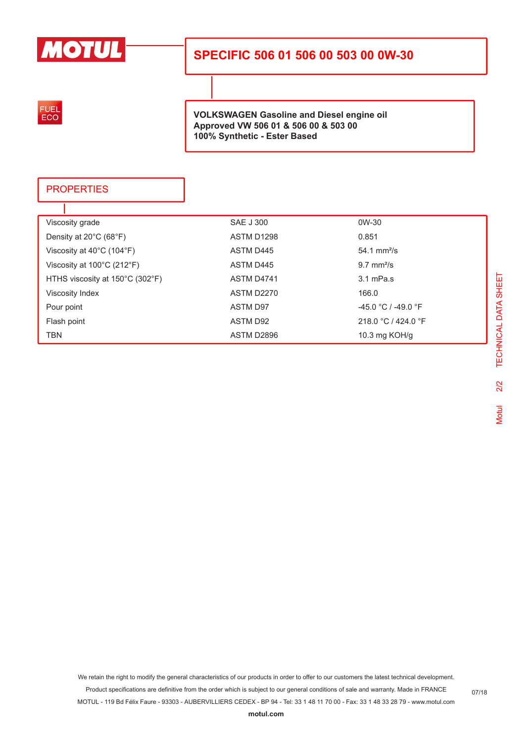# SPECIFIC 506 01 506 00 503 00 0W-30

FUEL ECO

**VOLKSWAGEN Gasoline and Diesel engine oil**
**Approved VW 506 01 & 506 00 & 503 00**
**100% Synthetic - Ester Based**

## PROPERTIES

| | | |
|---|---|---|
| Viscosity grade | SAE J 300 | 0W-30 |
| Density at 20°C (68°F) | ASTM D1298 | 0.851 |
| Viscosity at 40°C (104°F) | ASTM D445 | 54.1 mm²/s |
| Viscosity at 100°C (212°F) | ASTM D445 | 9.7 mm²/s |
| HTHS viscosity at 150°C (302°F) | ASTM D4741 | 3.1 mPa.s |
| Viscosity Index | ASTM D2270 | 166.0 |
| Pour point | ASTM D97 | -45.0 °C / -49.0 °F |
| Flash point | ASTM D92 | 218.0 °C / 424.0 °F |
| TBN | ASTM D2896 | 10.3 mg KOH/g |

We retain the right to modify the general characteristics of our products in order to offer to our customers the latest technical development.
Product specifications are definitive from the order which is subject to our general conditions of sale and warranty. Made in FRANCE
MOTUL - 119 Bd Félix Faure - 93303 - AUBERVILLIERS CEDEX - BP 94 - Tel: 33 1 48 11 70 00 - Fax: 33 1 48 33 28 79 - www.motul.com
**motul.com**

07/18